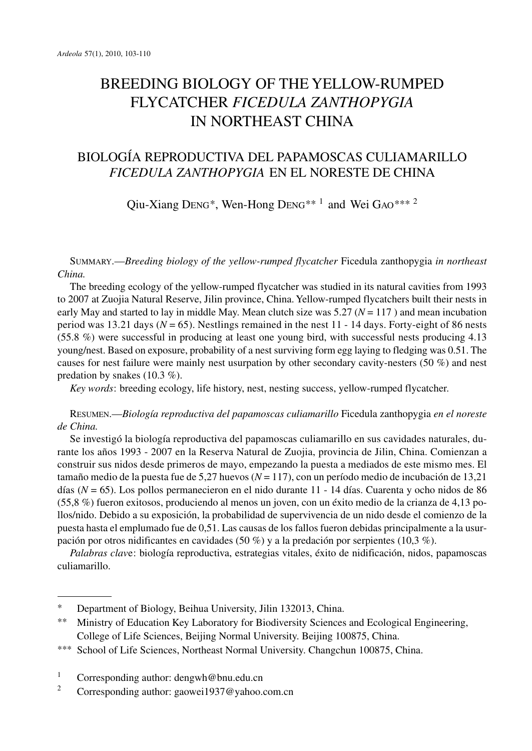# BREEDING BIOLOGY OF THE YELLOW-RUMPED FLYCATCHER *FICEDULA ZANTHOPYGIA* IN NORTHEAST CHINA

## BIOLOGÍA REPRODUCTIVA DEL PAPAMOSCAS CULIAMARILLO *FICEDULA ZANTHOPYGIA* EN EL NORESTE DE CHINA

Qiu-Xiang DENG*, Wen-Hong DENG** [1] and Wei GAO*** [2]

SUMMARY.—*Breeding biology of the yellow-rumped flycatcher* Ficedula zanthopygia *in northeast China.*

The breeding ecology of the yellow-rumped flycatcher was studied in its natural cavities from 1993 to 2007 at Zuojia Natural Reserve, Jilin province, China. Yellow-rumped flycatchers built their nests in early May and started to lay in middle May. Mean clutch size was 5.27 (*N* = 117 ) and mean incubation period was 13.21 days (*N* = 65). Nestlings remained in the nest 11 - 14 days. Forty-eight of 86 nests (55.8 %) were successful in producing at least one young bird, with successful nests producing 4.13 young/nest. Based on exposure, probability of a nest surviving form egg laying to fledging was 0.51. The causes for nest failure were mainly nest usurpation by other secondary cavity-nesters (50 %) and nest predation by snakes (10.3 %).

*Key words*: breeding ecology, life history, nest, nesting success, yellow-rumped flycatcher.

RESUMEN.—*Biología reproductiva del papamoscas culiamarillo* Ficedula zanthopygia *en el noreste de China.*

Se investigó la biología reproductiva del papamoscas culiamarillo en sus cavidades naturales, durante los años 1993 - 2007 en la Reserva Natural de Zuojia, provincia de Jilin, China. Comienzan a construir sus nidos desde primeros de mayo, empezando la puesta a mediados de este mismo mes. El tamaño medio de la puesta fue de 5,27 huevos (*N* = 117), con un período medio de incubación de 13,21 días (*N* = 65). Los pollos permanecieron en el nido durante 11 - 14 días. Cuarenta y ocho nidos de 86 (55,8 %) fueron exitosos, produciendo al menos un joven, con un éxito medio de la crianza de 4,13 pollos/nido. Debido a su exposición, la probabilidad de supervivencia de un nido desde el comienzo de la puesta hasta el emplumado fue de 0,51. Las causas de los fallos fueron debidas principalmente a la usurpación por otros nidificantes en cavidades (50 %) y a la predación por serpientes (10,3 %).

*Palabras clave*: biología reproductiva, estrategias vitales, éxito de nidificación, nidos, papamoscas culiamarillo.

---

\* Department of Biology, Beihua University, Jilin 132013, China.

\*\* Ministry of Education Key Laboratory for Biodiversity Sciences and Ecological Engineering, College of Life Sciences, Beijing Normal University. Beijing 100875, China.

\*\*\* School of Life Sciences, Northeast Normal University. Changchun 100875, China.

[1] Corresponding author: dengwh@bnu.edu.cn

[2] Corresponding author: gaowei1937@yahoo.com.cn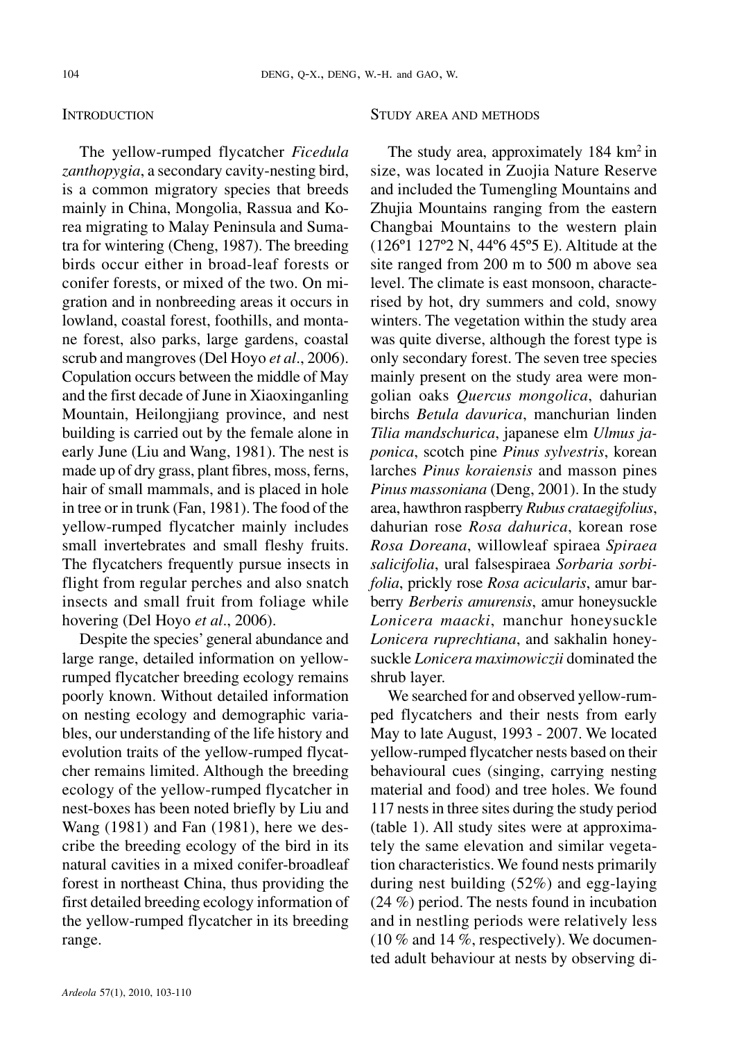## INTRODUCTION

The yellow-rumped flycatcher *Ficedula zanthopygia*, a secondary cavity-nesting bird, is a common migratory species that breeds mainly in China, Mongolia, Rassua and Korea migrating to Malay Peninsula and Sumatra for wintering (Cheng, 1987). The breeding birds occur either in broad-leaf forests or conifer forests, or mixed of the two. On migration and in nonbreeding areas it occurs in lowland, coastal forest, foothills, and montane forest, also parks, large gardens, coastal scrub and mangroves (Del Hoyo *et al*., 2006). Copulation occurs between the middle of May and the first decade of June in Xiaoxinganling Mountain, Heilongjiang province, and nest building is carried out by the female alone in early June (Liu and Wang, 1981). The nest is made up of dry grass, plant fibres, moss, ferns, hair of small mammals, and is placed in hole in tree or in trunk (Fan, 1981). The food of the yellow-rumped flycatcher mainly includes small invertebrates and small fleshy fruits. The flycatchers frequently pursue insects in flight from regular perches and also snatch insects and small fruit from foliage while hovering (Del Hoyo *et al*., 2006).

Despite the species' general abundance and large range, detailed information on yellow-rumped flycatcher breeding ecology remains poorly known. Without detailed information on nesting ecology and demographic variables, our understanding of the life history and evolution traits of the yellow-rumped flycatcher remains limited. Although the breeding ecology of the yellow-rumped flycatcher in nest-boxes has been noted briefly by Liu and Wang (1981) and Fan (1981), here we describe the breeding ecology of the bird in its natural cavities in a mixed conifer-broadleaf forest in northeast China, thus providing the first detailed breeding ecology information of the yellow-rumped flycatcher in its breeding range.

## STUDY AREA AND METHODS

The study area, approximately 184 km$^2$ in size, was located in Zuojia Nature Reserve and included the Tumengling Mountains and Zhujia Mountains ranging from the eastern Changbai Mountains to the western plain (126º1 127º2 N, 44º6 45º5 E). Altitude at the site ranged from 200 m to 500 m above sea level. The climate is east monsoon, characterised by hot, dry summers and cold, snowy winters. The vegetation within the study area was quite diverse, although the forest type is only secondary forest. The seven tree species mainly present on the study area were mongolian oaks *Quercus mongolica*, dahurian birchs *Betula davurica*, manchurian linden *Tilia mandschurica*, japanese elm *Ulmus japonica*, scotch pine *Pinus sylvestris*, korean larches *Pinus koraiensis* and masson pines *Pinus massoniana* (Deng, 2001). In the study area, hawthron raspberry *Rubus crataegifolius*, dahurian rose *Rosa dahurica*, korean rose *Rosa Doreana*, willowleaf spiraea *Spiraea salicifolia*, ural falsespiraea *Sorbaria sorbifolia*, prickly rose *Rosa acicularis*, amur barberry *Berberis amurensis*, amur honeysuckle *Lonicera maacki*, manchur honeysuckle *Lonicera ruprechtiana*, and sakhalin honeysuckle *Lonicera maximowiczii* dominated the shrub layer.

We searched for and observed yellow-rumped flycatchers and their nests from early May to late August, 1993 - 2007. We located yellow-rumped flycatcher nests based on their behavioural cues (singing, carrying nesting material and food) and tree holes. We found 117 nests in three sites during the study period (table 1). All study sites were at approximately the same elevation and similar vegetation characteristics. We found nests primarily during nest building (52%) and egg-laying (24 %) period. The nests found in incubation and in nestling periods were relatively less (10 % and 14 %, respectively). We documented adult behaviour at nests by observing di-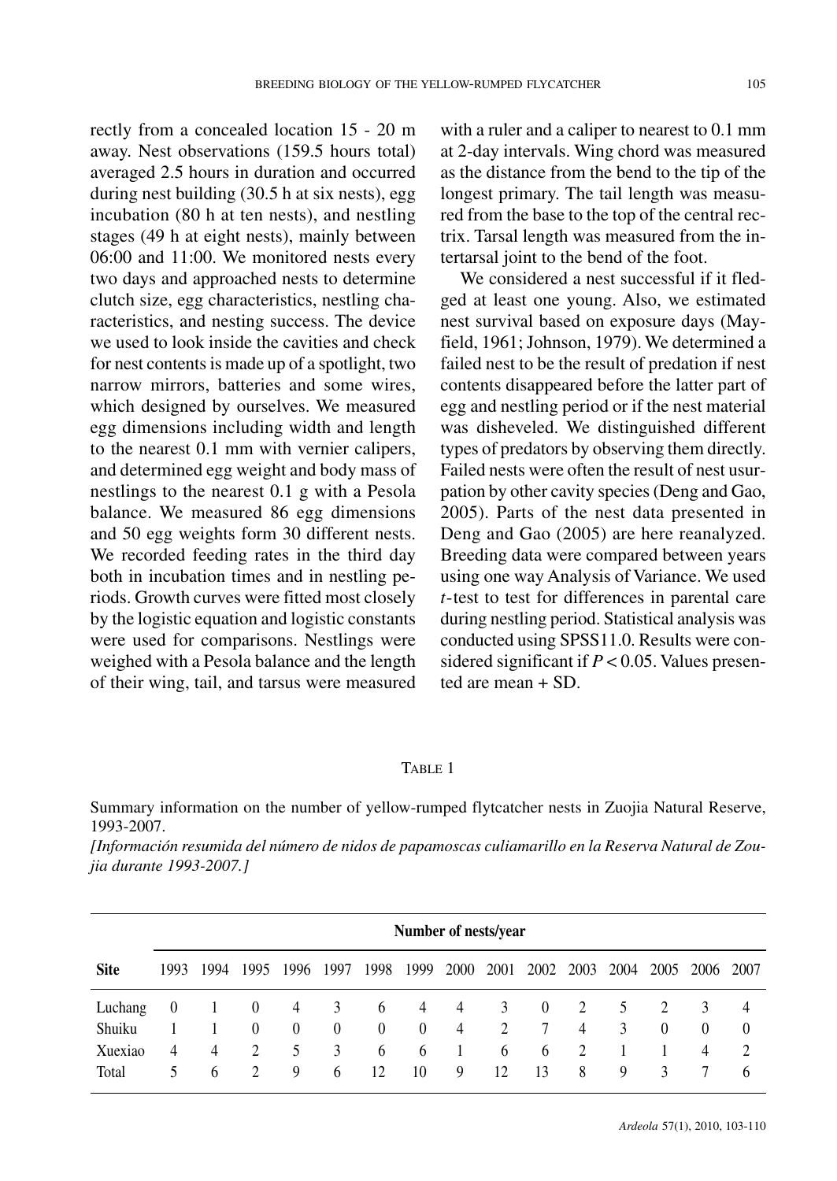rectly from a concealed location 15 - 20 m away. Nest observations (159.5 hours total) averaged 2.5 hours in duration and occurred during nest building (30.5 h at six nests), egg incubation (80 h at ten nests), and nestling stages (49 h at eight nests), mainly between 06:00 and 11:00. We monitored nests every two days and approached nests to determine clutch size, egg characteristics, nestling characteristics, and nesting success. The device we used to look inside the cavities and check for nest contents is made up of a spotlight, two narrow mirrors, batteries and some wires, which designed by ourselves. We measured egg dimensions including width and length to the nearest 0.1 mm with vernier calipers, and determined egg weight and body mass of nestlings to the nearest 0.1 g with a Pesola balance. We measured 86 egg dimensions and 50 egg weights form 30 different nests. We recorded feeding rates in the third day both in incubation times and in nestling periods. Growth curves were fitted most closely by the logistic equation and logistic constants were used for comparisons. Nestlings were weighed with a Pesola balance and the length of their wing, tail, and tarsus were measured with a ruler and a caliper to nearest to 0.1 mm at 2-day intervals. Wing chord was measured as the distance from the bend to the tip of the longest primary. The tail length was measured from the base to the top of the central rectrix. Tarsal length was measured from the intertarsal joint to the bend of the foot.

We considered a nest successful if it fledged at least one young. Also, we estimated nest survival based on exposure days (Mayfield, 1961; Johnson, 1979). We determined a failed nest to be the result of predation if nest contents disappeared before the latter part of egg and nestling period or if the nest material was disheveled. We distinguished different types of predators by observing them directly. Failed nests were often the result of nest usurpation by other cavity species (Deng and Gao, 2005). Parts of the nest data presented in Deng and Gao (2005) are here reanalyzed. Breeding data were compared between years using one way Analysis of Variance. We used *t*-test to test for differences in parental care during nestling period. Statistical analysis was conducted using SPSS11.0. Results were considered significant if $P < 0.05$. Values presented are mean + SD.

TABLE 1

Summary information on the number of yellow-rumped flytcatcher nests in Zuojia Natural Reserve, 1993-2007.

*[Información resumida del número de nidos de papamoscas culiamarillo en la Reserva Natural de Zoujia durante 1993-2007.]*

| | Number of nests/year | | | | | | | | | | | | | | |
|---|---|---|---|---|---|---|---|---|---|---|---|---|---|---|---|
| **Site** | 1993 | 1994 | 1995 | 1996 | 1997 | 1998 | 1999 | 2000 | 2001 | 2002 | 2003 | 2004 | 2005 | 2006 | 2007 |
| Luchang | 0 | 1 | 0 | 4 | 3 | 6 | 4 | 4 | 3 | 0 | 2 | 5 | 2 | 3 | 4 |
| Shuiku | 1 | 1 | 0 | 0 | 0 | 0 | 0 | 4 | 2 | 7 | 4 | 3 | 0 | 0 | 0 |
| Xuexiao | 4 | 4 | 2 | 5 | 3 | 6 | 6 | 1 | 6 | 6 | 2 | 1 | 1 | 4 | 2 |
| Total | 5 | 6 | 2 | 9 | 6 | 12 | 10 | 9 | 12 | 13 | 8 | 9 | 3 | 7 | 6 |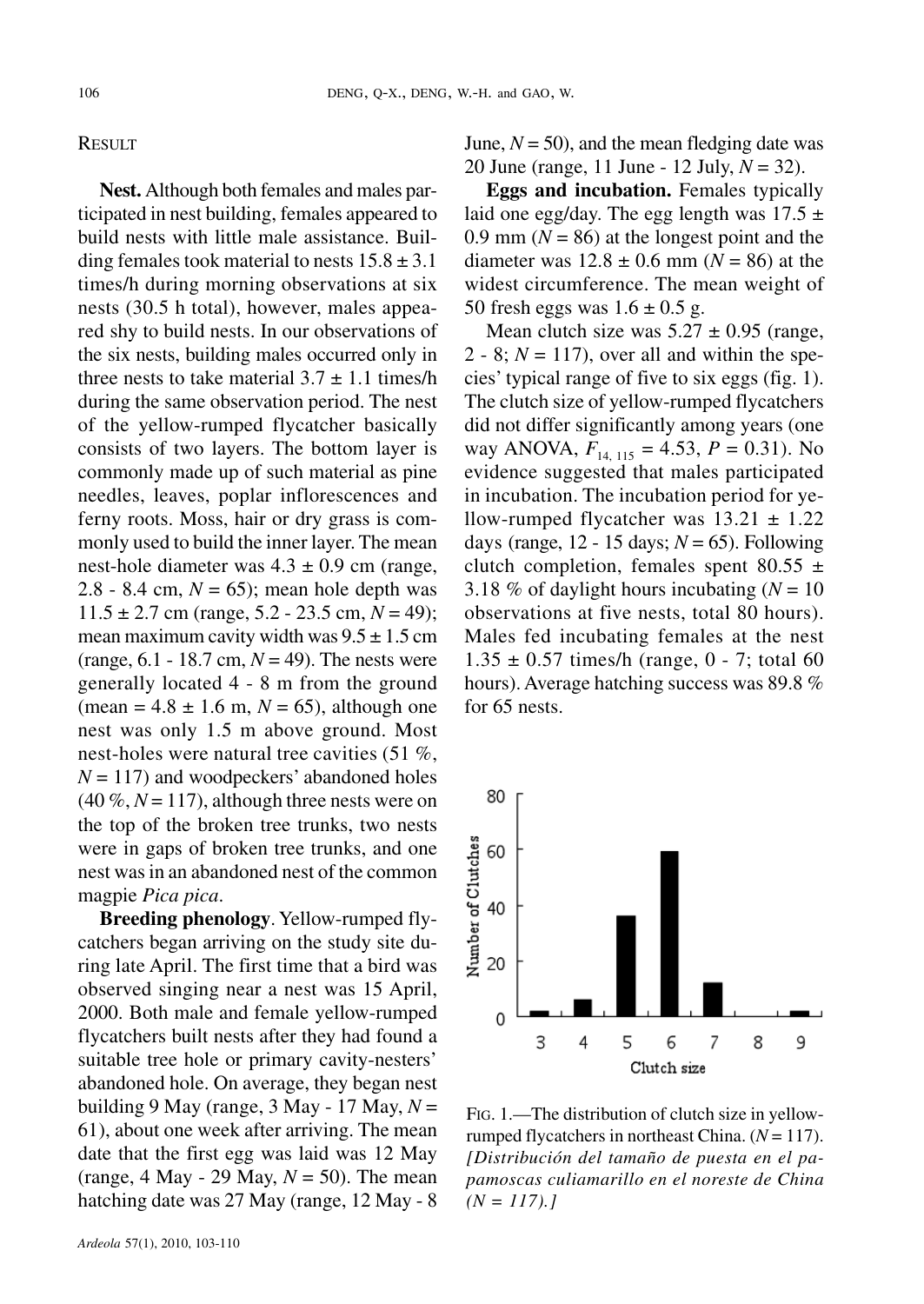## RESULT

**Nest.** Although both females and males participated in nest building, females appeared to build nests with little male assistance. Building females took material to nests 15.8 ± 3.1 times/h during morning observations at six nests (30.5 h total), however, males appeared shy to build nests. In our observations of the six nests, building males occurred only in three nests to take material 3.7 ± 1.1 times/h during the same observation period. The nest of the yellow-rumped flycatcher basically consists of two layers. The bottom layer is commonly made up of such material as pine needles, leaves, poplar inflorescences and ferny roots. Moss, hair or dry grass is commonly used to build the inner layer. The mean nest-hole diameter was 4.3 ± 0.9 cm (range, 2.8 - 8.4 cm, $N = 65$); mean hole depth was 11.5 ± 2.7 cm (range, 5.2 - 23.5 cm, $N = 49$); mean maximum cavity width was 9.5 ± 1.5 cm (range, 6.1 - 18.7 cm, $N = 49$). The nests were generally located 4 - 8 m from the ground (mean = 4.8 ± 1.6 m, $N = 65$), although one nest was only 1.5 m above ground. Most nest-holes were natural tree cavities (51 %, $N = 117$) and woodpeckers' abandoned holes (40 %, $N = 117$), although three nests were on the top of the broken tree trunks, two nests were in gaps of broken tree trunks, and one nest was in an abandoned nest of the common magpie *Pica pica*.

**Breeding phenology**. Yellow-rumped flycatchers began arriving on the study site during late April. The first time that a bird was observed singing near a nest was 15 April, 2000. Both male and female yellow-rumped flycatchers built nests after they had found a suitable tree hole or primary cavity-nesters' abandoned hole. On average, they began nest building 9 May (range, 3 May - 17 May, $N = 61$), about one week after arriving. The mean date that the first egg was laid was 12 May (range, 4 May - 29 May, $N = 50$). The mean hatching date was 27 May (range, 12 May - 8 June, $N = 50$), and the mean fledging date was 20 June (range, 11 June - 12 July, $N = 32$).

**Eggs and incubation.** Females typically laid one egg/day. The egg length was 17.5 ± 0.9 mm ($N = 86$) at the longest point and the diameter was 12.8 ± 0.6 mm ($N = 86$) at the widest circumference. The mean weight of 50 fresh eggs was 1.6 ± 0.5 g.

Mean clutch size was 5.27 ± 0.95 (range, 2 - 8; $N = 117$), over all and within the species' typical range of five to six eggs (fig. 1). The clutch size of yellow-rumped flycatchers did not differ significantly among years (one way ANOVA, $F_{14, 115} = 4.53$, $P = 0.31$). No evidence suggested that males participated in incubation. The incubation period for yellow-rumped flycatcher was 13.21 ± 1.22 days (range, 12 - 15 days; $N = 65$). Following clutch completion, females spent 80.55 ± 3.18 % of daylight hours incubating ($N = 10$ observations at five nests, total 80 hours). Males fed incubating females at the nest 1.35 ± 0.57 times/h (range, 0 - 7; total 60 hours). Average hatching success was 89.8 % for 65 nests.

FIG. 1.—The distribution of clutch size in yellow-rumped flycatchers in northeast China. ($N = 117$). *[Distribución del tamaño de puesta en el papamoscas culiamarillo en el noreste de China (N = 117).]*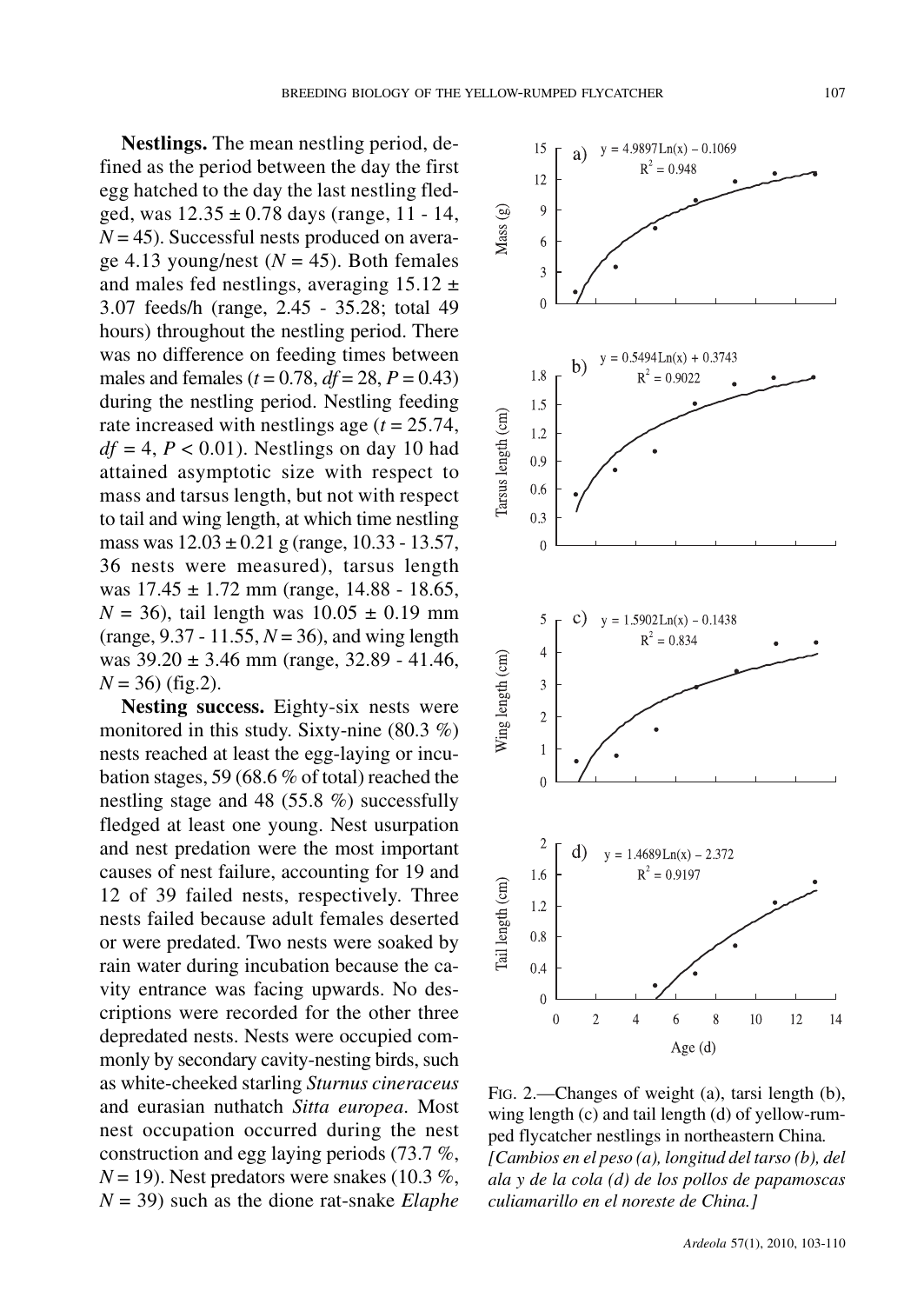**Nestlings.** The mean nestling period, defined as the period between the day the first egg hatched to the day the last nestling fledged, was 12.35 ± 0.78 days (range, 11 - 14, $N = 45$). Successful nests produced on average 4.13 young/nest ($N = 45$). Both females and males fed nestlings, averaging 15.12 ± 3.07 feeds/h (range, 2.45 - 35.28; total 49 hours) throughout the nestling period. There was no difference on feeding times between males and females ($t = 0.78$, $df = 28$, $P = 0.43$) during the nestling period. Nestling feeding rate increased with nestlings age ($t = 25.74$, $df = 4$, $P < 0.01$). Nestlings on day 10 had attained asymptotic size with respect to mass and tarsus length, but not with respect to tail and wing length, at which time nestling mass was 12.03 ± 0.21 g (range, 10.33 - 13.57, 36 nests were measured), tarsus length was 17.45 ± 1.72 mm (range, 14.88 - 18.65, $N = 36$), tail length was 10.05 ± 0.19 mm (range, 9.37 - 11.55, $N = 36$), and wing length was 39.20 ± 3.46 mm (range, 32.89 - 41.46, $N = 36$) (fig.2).

**Nesting success.** Eighty-six nests were monitored in this study. Sixty-nine (80.3 %) nests reached at least the egg-laying or incubation stages, 59 (68.6 % of total) reached the nestling stage and 48 (55.8 %) successfully fledged at least one young. Nest usurpation and nest predation were the most important causes of nest failure, accounting for 19 and 12 of 39 failed nests, respectively. Three nests failed because adult females deserted or were predated. Two nests were soaked by rain water during incubation because the cavity entrance was facing upwards. No descriptions were recorded for the other three depredated nests. Nests were occupied commonly by secondary cavity-nesting birds, such as white-cheeked starling *Sturnus cineraceus* and eurasian nuthatch *Sitta europea*. Most nest occupation occurred during the nest construction and egg laying periods (73.7 %, $N = 19$). Nest predators were snakes (10.3 %, $N = 39$) such as the dione rat-snake *Elaphe*

a) $y = 4.9897\mathrm{Ln}(x) - 0.1069$, $R^2 = 0.948$

b) $y = 0.5494\mathrm{Ln}(x) + 0.3743$, $R^2 = 0.9022$

c) $y = 1.5902\mathrm{Ln}(x) - 0.1438$, $R^2 = 0.834$

d) $y = 1.4689\mathrm{Ln}(x) - 2.372$, $R^2 = 0.9197$

FIG. 2.—Changes of weight (a), tarsi length (b), wing length (c) and tail length (d) of yellow-rumped flycatcher nestlings in northeastern China.
*[Cambios en el peso (a), longitud del tarso (b), del ala y de la cola (d) de los pollos de papamoscas culiamarillo en el noreste de China.]*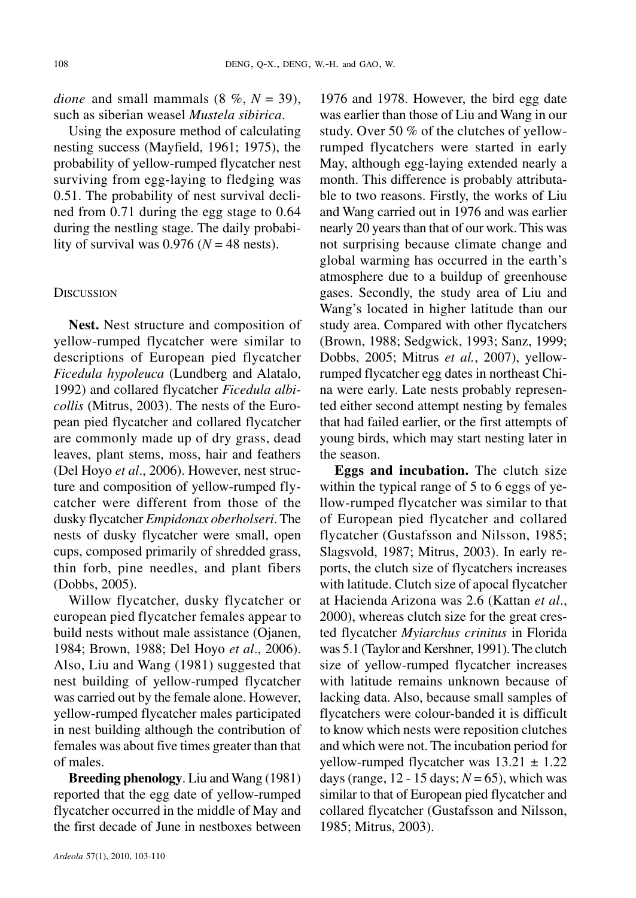*dione* and small mammals (8 %, $N = 39$), such as siberian weasel *Mustela sibirica*.

Using the exposure method of calculating nesting success (Mayfield, 1961; 1975), the probability of yellow-rumped flycatcher nest surviving from egg-laying to fledging was 0.51. The probability of nest survival declined from 0.71 during the egg stage to 0.64 during the nestling stage. The daily probability of survival was 0.976 ($N = 48$ nests).

## Discussion

**Nest.** Nest structure and composition of yellow-rumped flycatcher were similar to descriptions of European pied flycatcher *Ficedula hypoleuca* (Lundberg and Alatalo, 1992) and collared flycatcher *Ficedula albicollis* (Mitrus, 2003). The nests of the European pied flycatcher and collared flycatcher are commonly made up of dry grass, dead leaves, plant stems, moss, hair and feathers (Del Hoyo *et al*., 2006). However, nest structure and composition of yellow-rumped flycatcher were different from those of the dusky flycatcher *Empidonax oberholseri*. The nests of dusky flycatcher were small, open cups, composed primarily of shredded grass, thin forb, pine needles, and plant fibers (Dobbs, 2005).

Willow flycatcher, dusky flycatcher or european pied flycatcher females appear to build nests without male assistance (Ojanen, 1984; Brown, 1988; Del Hoyo *et al*., 2006). Also, Liu and Wang (1981) suggested that nest building of yellow-rumped flycatcher was carried out by the female alone. However, yellow-rumped flycatcher males participated in nest building although the contribution of females was about five times greater than that of males.

**Breeding phenology**. Liu and Wang (1981) reported that the egg date of yellow-rumped flycatcher occurred in the middle of May and the first decade of June in nestboxes between 1976 and 1978. However, the bird egg date was earlier than those of Liu and Wang in our study. Over 50 % of the clutches of yellow-rumped flycatchers were started in early May, although egg-laying extended nearly a month. This difference is probably attributable to two reasons. Firstly, the works of Liu and Wang carried out in 1976 and was earlier nearly 20 years than that of our work. This was not surprising because climate change and global warming has occurred in the earth's atmosphere due to a buildup of greenhouse gases. Secondly, the study area of Liu and Wang's located in higher latitude than our study area. Compared with other flycatchers (Brown, 1988; Sedgwick, 1993; Sanz, 1999; Dobbs, 2005; Mitrus *et al.*, 2007), yellow-rumped flycatcher egg dates in northeast China were early. Late nests probably represented either second attempt nesting by females that had failed earlier, or the first attempts of young birds, which may start nesting later in the season.

**Eggs and incubation.** The clutch size within the typical range of 5 to 6 eggs of yellow-rumped flycatcher was similar to that of European pied flycatcher and collared flycatcher (Gustafsson and Nilsson, 1985; Slagsvold, 1987; Mitrus, 2003). In early reports, the clutch size of flycatchers increases with latitude. Clutch size of apocal flycatcher at Hacienda Arizona was 2.6 (Kattan *et al*., 2000), whereas clutch size for the great crested flycatcher *Myiarchus crinitus* in Florida was 5.1 (Taylor and Kershner, 1991). The clutch size of yellow-rumped flycatcher increases with latitude remains unknown because of lacking data. Also, because small samples of flycatchers were colour-banded it is difficult to know which nests were reposition clutches and which were not. The incubation period for yellow-rumped flycatcher was $13.21 \pm 1.22$ days (range, 12 - 15 days; $N = 65$), which was similar to that of European pied flycatcher and collared flycatcher (Gustafsson and Nilsson, 1985; Mitrus, 2003).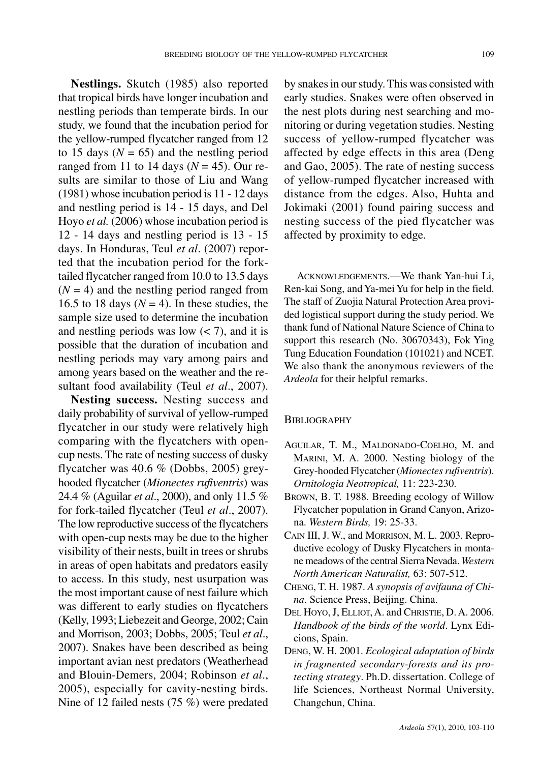**Nestlings.** Skutch (1985) also reported that tropical birds have longer incubation and nestling periods than temperate birds. In our study, we found that the incubation period for the yellow-rumped flycatcher ranged from 12 to 15 days ($N = 65$) and the nestling period ranged from 11 to 14 days ($N = 45$). Our results are similar to those of Liu and Wang (1981) whose incubation period is 11 - 12 days and nestling period is 14 - 15 days, and Del Hoyo *et al.* (2006) whose incubation period is 12 - 14 days and nestling period is 13 - 15 days. In Honduras, Teul *et al*. (2007) reported that the incubation period for the fork-tailed flycatcher ranged from 10.0 to 13.5 days ($N = 4$) and the nestling period ranged from 16.5 to 18 days ($N = 4$). In these studies, the sample size used to determine the incubation and nestling periods was low ($< 7$), and it is possible that the duration of incubation and nestling periods may vary among pairs and among years based on the weather and the resultant food availability (Teul *et al*., 2007).

**Nesting success.** Nesting success and daily probability of survival of yellow-rumped flycatcher in our study were relatively high comparing with the flycatchers with open-cup nests. The rate of nesting success of dusky flycatcher was 40.6 % (Dobbs, 2005) grey-hooded flycatcher (*Mionectes rufiventris*) was 24.4 % (Aguilar *et al*., 2000), and only 11.5 % for fork-tailed flycatcher (Teul *et al*., 2007). The low reproductive success of the flycatchers with open-cup nests may be due to the higher visibility of their nests, built in trees or shrubs in areas of open habitats and predators easily to access. In this study, nest usurpation was the most important cause of nest failure which was different to early studies on flycatchers (Kelly, 1993; Liebezeit and George, 2002; Cain and Morrison, 2003; Dobbs, 2005; Teul *et al*., 2007). Snakes have been described as being important avian nest predators (Weatherhead and Blouin-Demers, 2004; Robinson *et al*., 2005), especially for cavity-nesting birds. Nine of 12 failed nests (75 %) were predated by snakes in our study. This was consisted with early studies. Snakes were often observed in the nest plots during nest searching and monitoring or during vegetation studies. Nesting success of yellow-rumped flycatcher was affected by edge effects in this area (Deng and Gao, 2005). The rate of nesting success of yellow-rumped flycatcher increased with distance from the edges. Also, Huhta and Jokimaki (2001) found pairing success and nesting success of the pied flycatcher was affected by proximity to edge.

ACKNOWLEDGEMENTS.—We thank Yan-hui Li, Ren-kai Song, and Ya-mei Yu for help in the field. The staff of Zuojia Natural Protection Area provided logistical support during the study period. We thank fund of National Nature Science of China to support this research (No. 30670343), Fok Ying Tung Education Foundation (101021) and NCET. We also thank the anonymous reviewers of the *Ardeola* for their helpful remarks.

## BIBLIOGRAPHY

- AGUILAR, T. M., MALDONADO-COELHO, M. and MARINI, M. A. 2000. Nesting biology of the Grey-hooded Flycatcher (*Mionectes rufiventris*). *Ornitologia Neotropical,* 11: 223-230.
- BROWN, B. T. 1988. Breeding ecology of Willow Flycatcher population in Grand Canyon, Arizona. *Western Birds,* 19: 25-33.
- CAIN III, J. W., and MORRISON, M. L. 2003. Reproductive ecology of Dusky Flycatchers in montane meadows of the central Sierra Nevada. *Western North American Naturalist,* 63: 507-512.
- CHENG, T. H. 1987. *A synopsis of avifauna of China*. Science Press, Beijing. China.
- DEL HOYO, J, ELLIOT, A. and CHRISTIE, D. A. 2006. *Handbook of the birds of the world*. Lynx Edicions, Spain.
- DENG, W. H. 2001. *Ecological adaptation of birds in fragmented secondary-forests and its protecting strategy*. Ph.D. dissertation. College of life Sciences, Northeast Normal University, Changchun, China.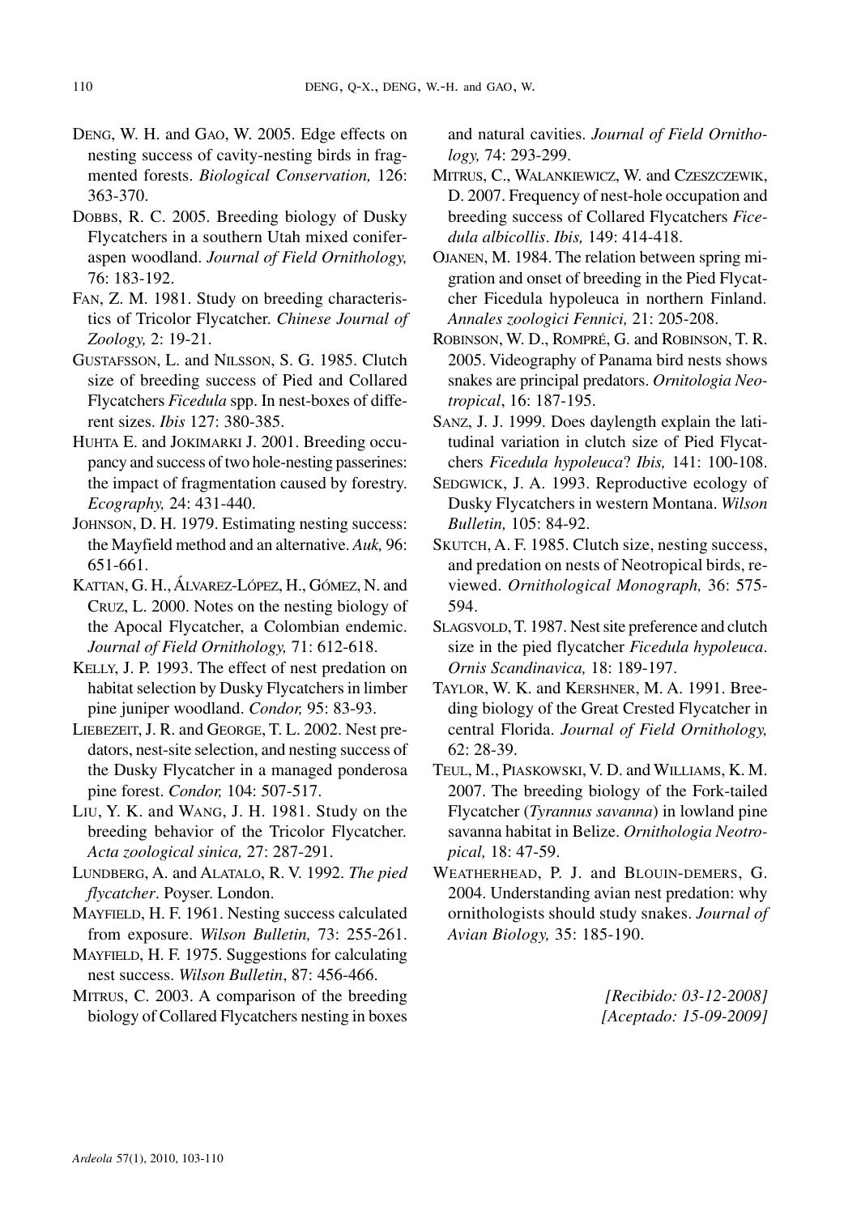DENG, W. H. and GAO, W. 2005. Edge effects on nesting success of cavity-nesting birds in fragmented forests. *Biological Conservation,* 126: 363-370.

DOBBS, R. C. 2005. Breeding biology of Dusky Flycatchers in a southern Utah mixed conifer-aspen woodland. *Journal of Field Ornithology,* 76: 183-192.

FAN, Z. M. 1981. Study on breeding characteristics of Tricolor Flycatcher. *Chinese Journal of Zoology,* 2: 19-21.

GUSTAFSSON, L. and NILSSON, S. G. 1985. Clutch size of breeding success of Pied and Collared Flycatchers *Ficedula* spp. In nest-boxes of different sizes. *Ibis* 127: 380-385.

HUHTA E. and JOKIMARKI J. 2001. Breeding occupancy and success of two hole-nesting passerines: the impact of fragmentation caused by forestry. *Ecography,* 24: 431-440.

JOHNSON, D. H. 1979. Estimating nesting success: the Mayfield method and an alternative. *Auk,* 96: 651-661.

KATTAN, G. H., ÁLVAREZ-LÓPEZ, H., GÓMEZ, N. and CRUZ, L. 2000. Notes on the nesting biology of the Apocal Flycatcher, a Colombian endemic. *Journal of Field Ornithology,* 71: 612-618.

KELLY, J. P. 1993. The effect of nest predation on habitat selection by Dusky Flycatchers in limber pine juniper woodland. *Condor,* 95: 83-93.

LIEBEZEIT, J. R. and GEORGE, T. L. 2002. Nest predators, nest-site selection, and nesting success of the Dusky Flycatcher in a managed ponderosa pine forest. *Condor,* 104: 507-517.

LIU, Y. K. and WANG, J. H. 1981. Study on the breeding behavior of the Tricolor Flycatcher. *Acta zoological sinica,* 27: 287-291.

LUNDBERG, A. and ALATALO, R. V. 1992. *The pied flycatcher*. Poyser. London.

MAYFIELD, H. F. 1961. Nesting success calculated from exposure. *Wilson Bulletin,* 73: 255-261.

MAYFIELD, H. F. 1975. Suggestions for calculating nest success. *Wilson Bulletin*, 87: 456-466.

MITRUS, C. 2003. A comparison of the breeding biology of Collared Flycatchers nesting in boxes and natural cavities. *Journal of Field Ornithology,* 74: 293-299.

MITRUS, C., WALANKIEWICZ, W. and CZESZCZEWIK, D. 2007. Frequency of nest-hole occupation and breeding success of Collared Flycatchers *Ficedula albicollis*. *Ibis,* 149: 414-418.

OJANEN, M. 1984. The relation between spring migration and onset of breeding in the Pied Flycatcher Ficedula hypoleuca in northern Finland. *Annales zoologici Fennici,* 21: 205-208.

ROBINSON, W. D., ROMPRÉ, G. and ROBINSON, T. R. 2005. Videography of Panama bird nests shows snakes are principal predators. *Ornitologia Neotropical*, 16: 187-195.

SANZ, J. J. 1999. Does daylength explain the latitudinal variation in clutch size of Pied Flycatchers *Ficedula hypoleuca*? *Ibis,* 141: 100-108.

SEDGWICK, J. A. 1993. Reproductive ecology of Dusky Flycatchers in western Montana. *Wilson Bulletin,* 105: 84-92.

SKUTCH, A. F. 1985. Clutch size, nesting success, and predation on nests of Neotropical birds, reviewed. *Ornithological Monograph,* 36: 575-594.

SLAGSVOLD, T. 1987. Nest site preference and clutch size in the pied flycatcher *Ficedula hypoleuca*. *Ornis Scandinavica,* 18: 189-197.

TAYLOR, W. K. and KERSHNER, M. A. 1991. Breeding biology of the Great Crested Flycatcher in central Florida. *Journal of Field Ornithology,* 62: 28-39.

TEUL, M., PIASKOWSKI, V. D. and WILLIAMS, K. M. 2007. The breeding biology of the Fork-tailed Flycatcher (*Tyrannus savanna*) in lowland pine savanna habitat in Belize. *Ornithologia Neotropical,* 18: 47-59.

WEATHERHEAD, P. J. and BLOUIN-DEMERS, G. 2004. Understanding avian nest predation: why ornithologists should study snakes. *Journal of Avian Biology,* 35: 185-190.

*[Recibido: 03-12-2008]*
*[Aceptado: 15-09-2009]*